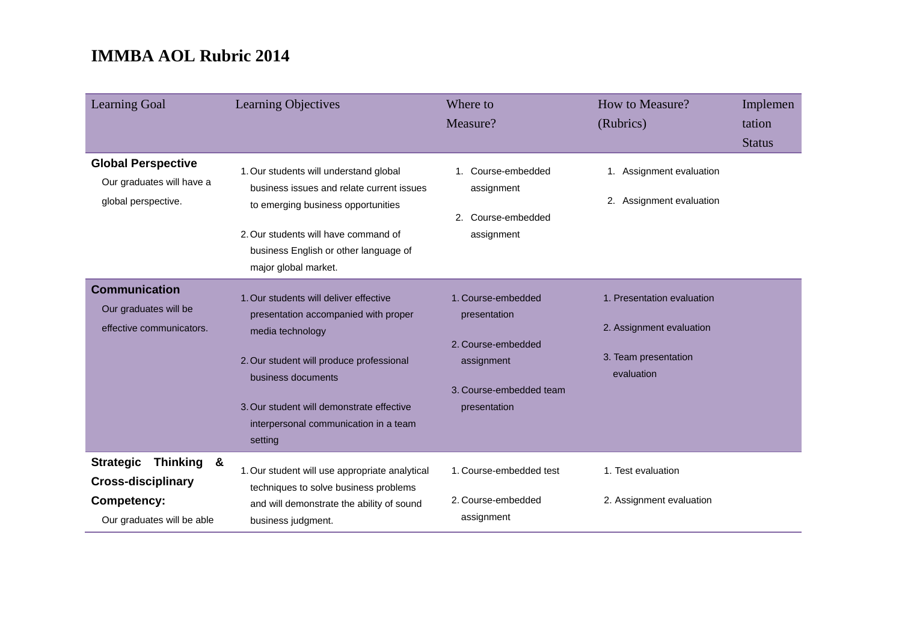# IMMBA AOL Rubric 2014

| Learning Goal | Learning Objectives | Where to Measure? | How to Measure? (Rubrics) | Implementation Status |
|---|---|---|---|---|
| **Global Perspective** Our graduates will have a global perspective. | 1. Our students will understand global business issues and relate current issues to emerging business opportunities<br>2. Our students will have command of business English or other language of major global market. | 1. Course-embedded assignment<br>2. Course-embedded assignment | 1. Assignment evaluation<br>2. Assignment evaluation | |
| **Communication** Our graduates will be effective communicators. | 1. Our students will deliver effective presentation accompanied with proper media technology<br>2. Our student will produce professional business documents<br>3. Our student will demonstrate effective interpersonal communication in a team setting | 1. Course-embedded presentation<br>2. Course-embedded assignment<br>3. Course-embedded team presentation | 1. Presentation evaluation<br>2. Assignment evaluation<br>3. Team presentation evaluation | |
| **Strategic Thinking & Cross-disciplinary Competency:** Our graduates will be able | 1. Our student will use appropriate analytical techniques to solve business problems and will demonstrate the ability of sound business judgment. | 1. Course-embedded test<br>2. Course-embedded assignment | 1. Test evaluation<br>2. Assignment evaluation | |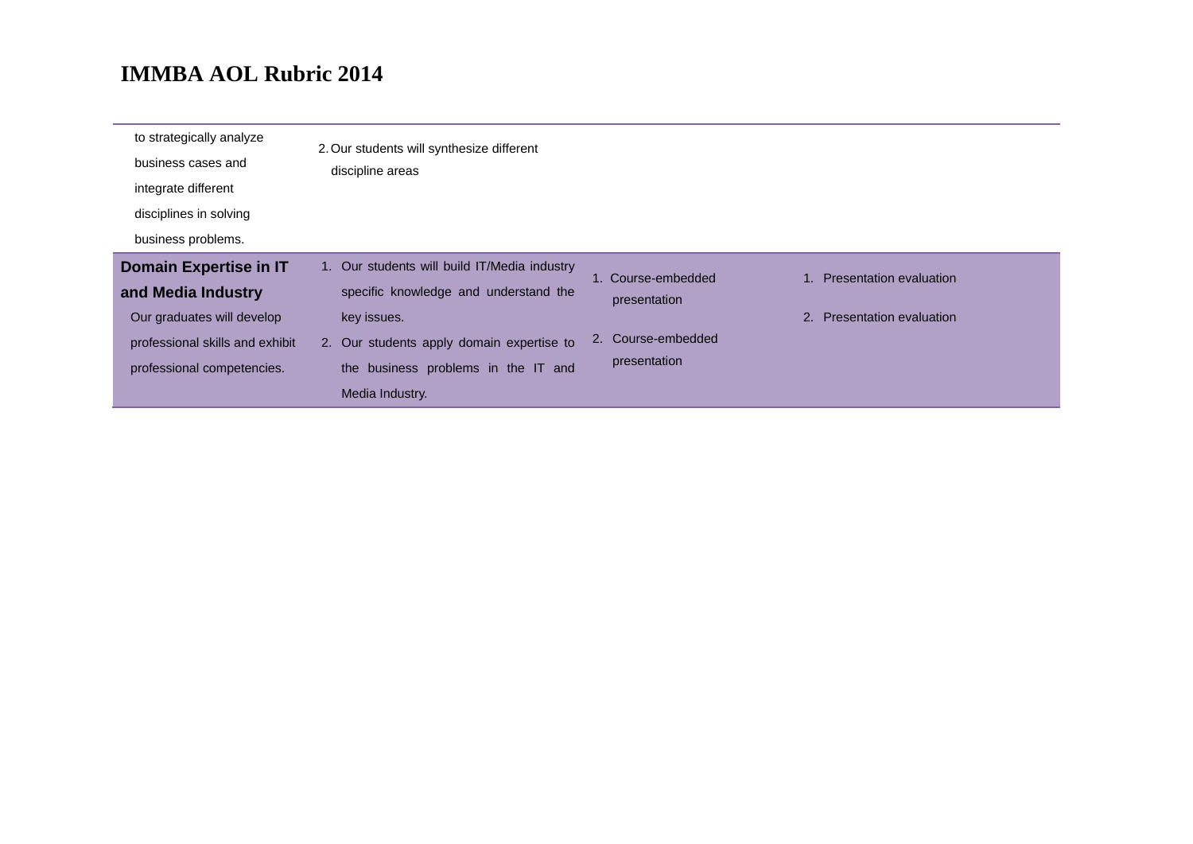# IMMBA AOL Rubric 2014

| | | | |
|---|---|---|---|
| to strategically analyze business cases and integrate different disciplines in solving business problems. | 2. Our students will synthesize different discipline areas | | |
| **Domain Expertise in IT and Media Industry** Our graduates will develop professional skills and exhibit professional competencies. | 1. Our students will build IT/Media industry specific knowledge and understand the key issues. 2. Our students apply domain expertise to the business problems in the IT and Media Industry. | 1. Course-embedded presentation 2. Course-embedded presentation | 1. Presentation evaluation 2. Presentation evaluation |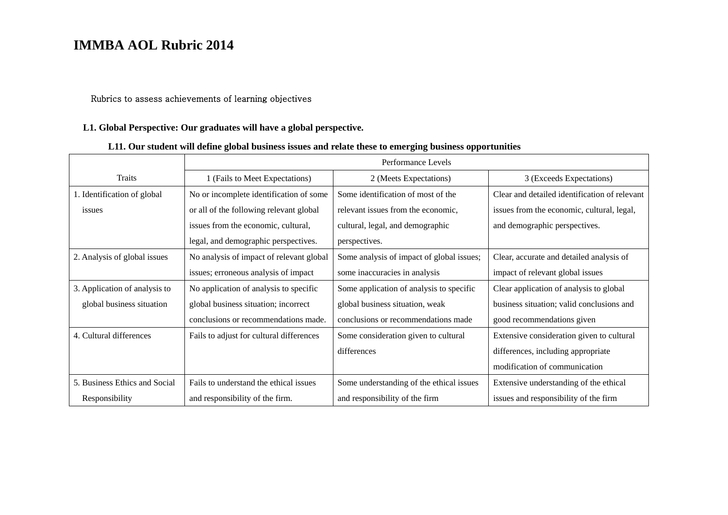# IMMBA AOL Rubric 2014

Rubrics to assess achievements of learning objectives

**L1. Global Perspective: Our graduates will have a global perspective.**

**L11. Our student will define global business issues and relate these to emerging business opportunities**

| Traits | Performance Levels | | |
|---|---|---|---|
| | 1 (Fails to Meet Expectations) | 2 (Meets Expectations) | 3 (Exceeds Expectations) |
| 1. Identification of global issues | No or incomplete identification of some or all of the following relevant global issues from the economic, cultural, legal, and demographic perspectives. | Some identification of most of the relevant issues from the economic, cultural, legal, and demographic perspectives. | Clear and detailed identification of relevant issues from the economic, cultural, legal, and demographic perspectives. |
| 2. Analysis of global issues | No analysis of impact of relevant global issues; erroneous analysis of impact | Some analysis of impact of global issues; some inaccuracies in analysis | Clear, accurate and detailed analysis of impact of relevant global issues |
| 3. Application of analysis to global business situation | No application of analysis to specific global business situation; incorrect conclusions or recommendations made. | Some application of analysis to specific global business situation, weak conclusions or recommendations made | Clear application of analysis to global business situation; valid conclusions and good recommendations given |
| 4. Cultural differences | Fails to adjust for cultural differences | Some consideration given to cultural differences | Extensive consideration given to cultural differences, including appropriate modification of communication |
| 5. Business Ethics and Social Responsibility | Fails to understand the ethical issues and responsibility of the firm. | Some understanding of the ethical issues and responsibility of the firm | Extensive understanding of the ethical issues and responsibility of the firm |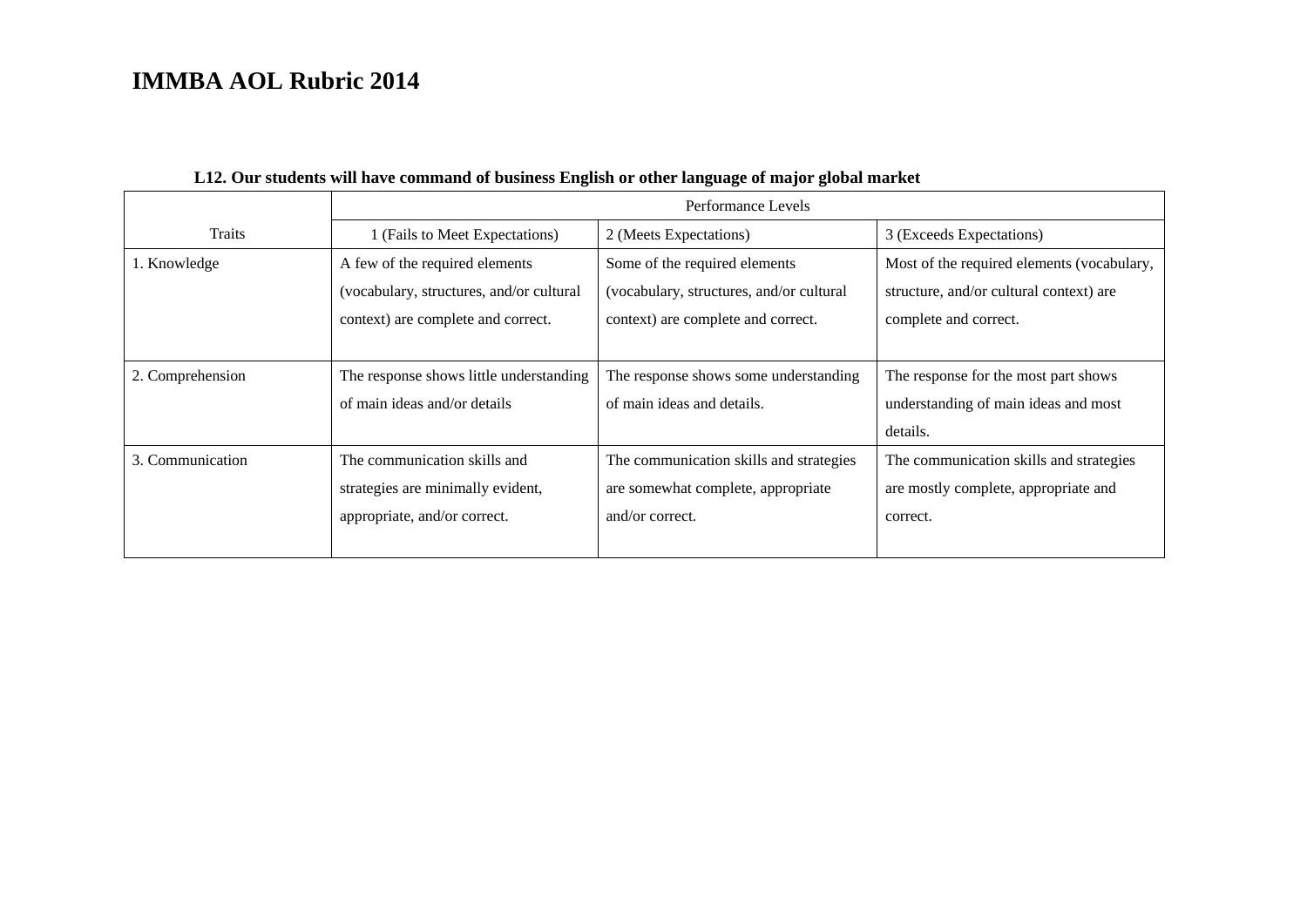# IMMBA AOL Rubric 2014

**L12. Our students will have command of business English or other language of major global market**

| | Performance Levels | | |
|---|---|---|---|
| Traits | 1 (Fails to Meet Expectations) | 2 (Meets Expectations) | 3 (Exceeds Expectations) |
| 1. Knowledge | A few of the required elements (vocabulary, structures, and/or cultural context) are complete and correct. | Some of the required elements (vocabulary, structures, and/or cultural context) are complete and correct. | Most of the required elements (vocabulary, structure, and/or cultural context) are complete and correct. |
| 2. Comprehension | The response shows little understanding of main ideas and/or details | The response shows some understanding of main ideas and details. | The response for the most part shows understanding of main ideas and most details. |
| 3. Communication | The communication skills and strategies are minimally evident, appropriate, and/or correct. | The communication skills and strategies are somewhat complete, appropriate and/or correct. | The communication skills and strategies are mostly complete, appropriate and correct. |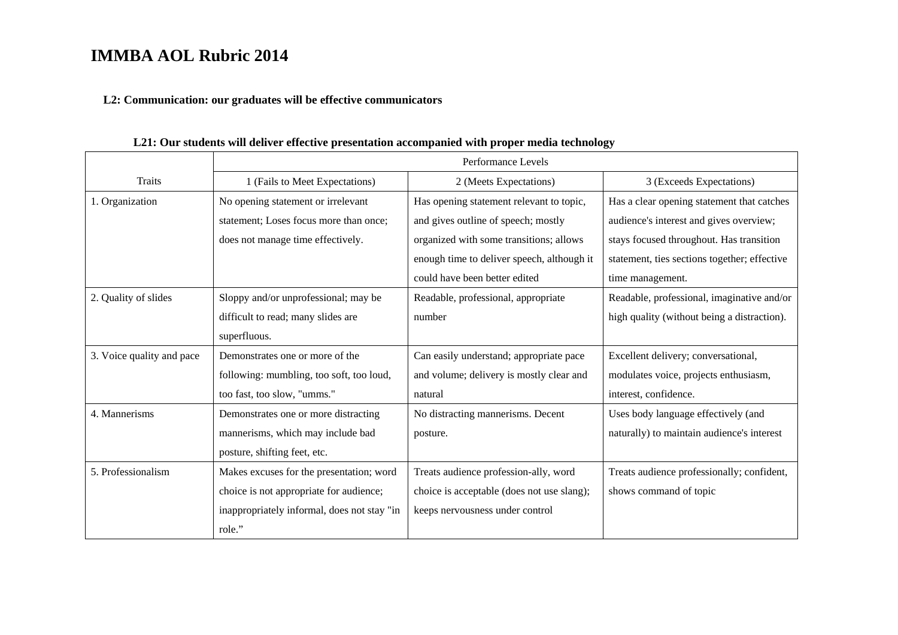# IMMBA AOL Rubric 2014

### L2: Communication: our graduates will be effective communicators

#### L21: Our students will deliver effective presentation accompanied with proper media technology

| Traits | Performance Levels | | |
|---|---|---|---|
| | 1 (Fails to Meet Expectations) | 2 (Meets Expectations) | 3 (Exceeds Expectations) |
| 1. Organization | No opening statement or irrelevant statement; Loses focus more than once; does not manage time effectively. | Has opening statement relevant to topic, and gives outline of speech; mostly organized with some transitions; allows enough time to deliver speech, although it could have been better edited | Has a clear opening statement that catches audience's interest and gives overview; stays focused throughout. Has transition statement, ties sections together; effective time management. |
| 2. Quality of slides | Sloppy and/or unprofessional; may be difficult to read; many slides are superfluous. | Readable, professional, appropriate number | Readable, professional, imaginative and/or high quality (without being a distraction). |
| 3. Voice quality and pace | Demonstrates one or more of the following: mumbling, too soft, too loud, too fast, too slow, "umms." | Can easily understand; appropriate pace and volume; delivery is mostly clear and natural | Excellent delivery; conversational, modulates voice, projects enthusiasm, interest, confidence. |
| 4. Mannerisms | Demonstrates one or more distracting mannerisms, which may include bad posture, shifting feet, etc. | No distracting mannerisms. Decent posture. | Uses body language effectively (and naturally) to maintain audience's interest |
| 5. Professionalism | Makes excuses for the presentation; word choice is not appropriate for audience; inappropriately informal, does not stay "in role." | Treats audience profession-ally, word choice is acceptable (does not use slang); keeps nervousness under control | Treats audience professionally; confident, shows command of topic |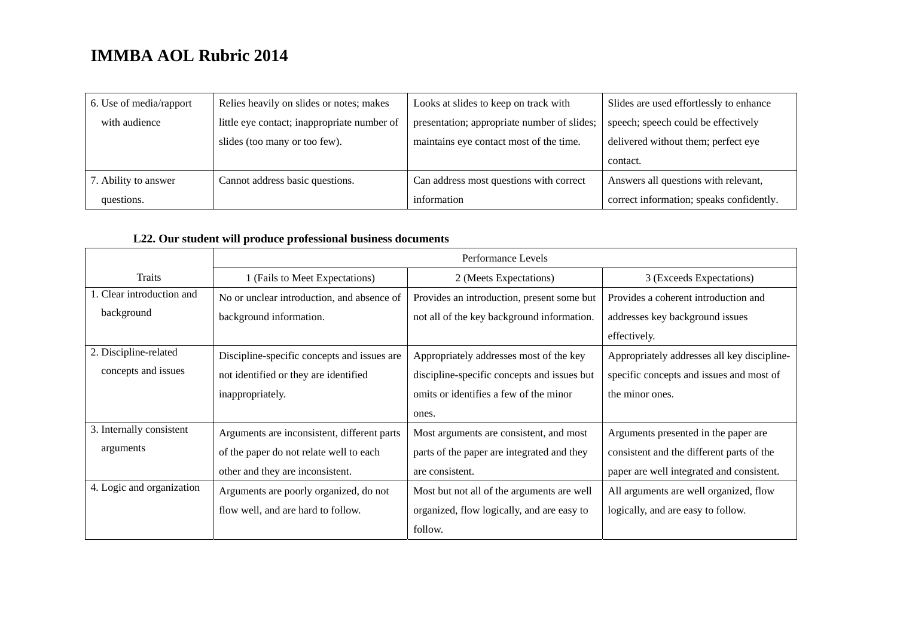# IMMBA AOL Rubric 2014

| | | | |
|---|---|---|---|
| 6. Use of media/rapport with audience | Relies heavily on slides or notes; makes little eye contact; inappropriate number of slides (too many or too few). | Looks at slides to keep on track with presentation; appropriate number of slides; maintains eye contact most of the time. | Slides are used effortlessly to enhance speech; speech could be effectively delivered without them; perfect eye contact. |
| 7. Ability to answer questions. | Cannot address basic questions. | Can address most questions with correct information | Answers all questions with relevant, correct information; speaks confidently. |

**L22. Our student will produce professional business documents**

| Traits | Performance Levels | | |
|---|---|---|---|
| | 1 (Fails to Meet Expectations) | 2 (Meets Expectations) | 3 (Exceeds Expectations) |
| 1. Clear introduction and background | No or unclear introduction, and absence of background information. | Provides an introduction, present some but not all of the key background information. | Provides a coherent introduction and addresses key background issues effectively. |
| 2. Discipline-related concepts and issues | Discipline-specific concepts and issues are not identified or they are identified inappropriately. | Appropriately addresses most of the key discipline-specific concepts and issues but omits or identifies a few of the minor ones. | Appropriately addresses all key discipline-specific concepts and issues and most of the minor ones. |
| 3. Internally consistent arguments | Arguments are inconsistent, different parts of the paper do not relate well to each other and they are inconsistent. | Most arguments are consistent, and most parts of the paper are integrated and they are consistent. | Arguments presented in the paper are consistent and the different parts of the paper are well integrated and consistent. |
| 4. Logic and organization | Arguments are poorly organized, do not flow well, and are hard to follow. | Most but not all of the arguments are well organized, flow logically, and are easy to follow. | All arguments are well organized, flow logically, and are easy to follow. |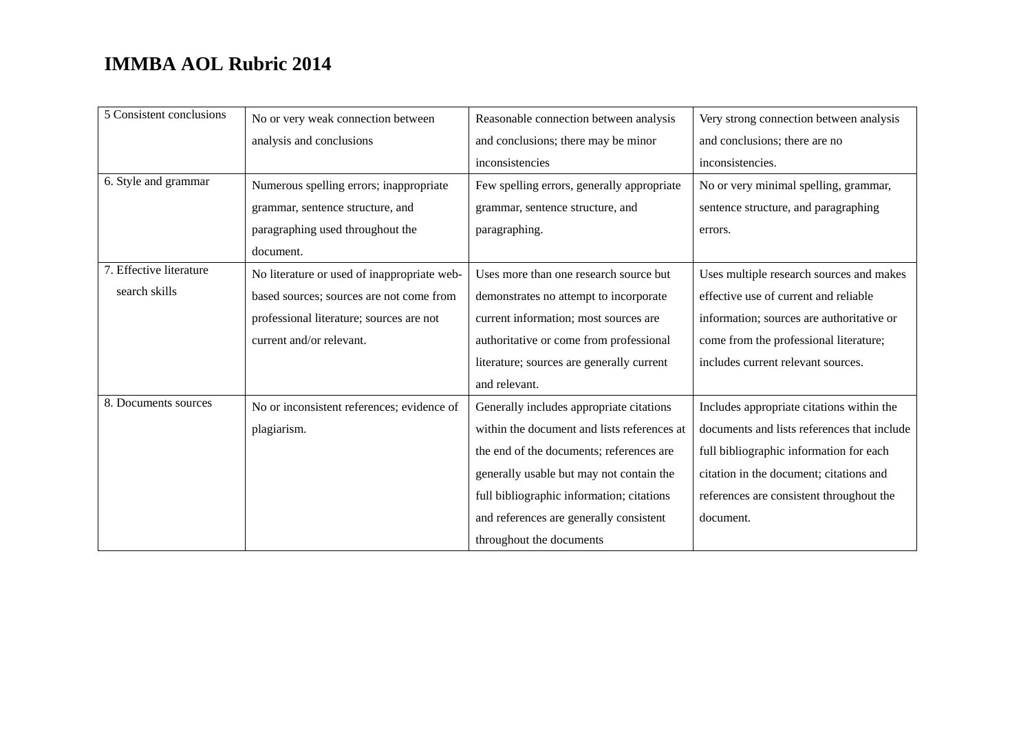# IMMBA AOL Rubric 2014

| | | | |
|---|---|---|---|
| 5 Consistent conclusions | No or very weak connection between analysis and conclusions | Reasonable connection between analysis and conclusions; there may be minor inconsistencies | Very strong connection between analysis and conclusions; there are no inconsistencies. |
| 6. Style and grammar | Numerous spelling errors; inappropriate grammar, sentence structure, and paragraphing used throughout the document. | Few spelling errors, generally appropriate grammar, sentence structure, and paragraphing. | No or very minimal spelling, grammar, sentence structure, and paragraphing errors. |
| 7. Effective literature search skills | No literature or used of inappropriate web-based sources; sources are not come from professional literature; sources are not current and/or relevant. | Uses more than one research source but demonstrates no attempt to incorporate current information; most sources are authoritative or come from professional literature; sources are generally current and relevant. | Uses multiple research sources and makes effective use of current and reliable information; sources are authoritative or come from the professional literature; includes current relevant sources. |
| 8. Documents sources | No or inconsistent references; evidence of plagiarism. | Generally includes appropriate citations within the document and lists references at the end of the documents; references are generally usable but may not contain the full bibliographic information; citations and references are generally consistent throughout the documents | Includes appropriate citations within the documents and lists references that include full bibliographic information for each citation in the document; citations and references are consistent throughout the document. |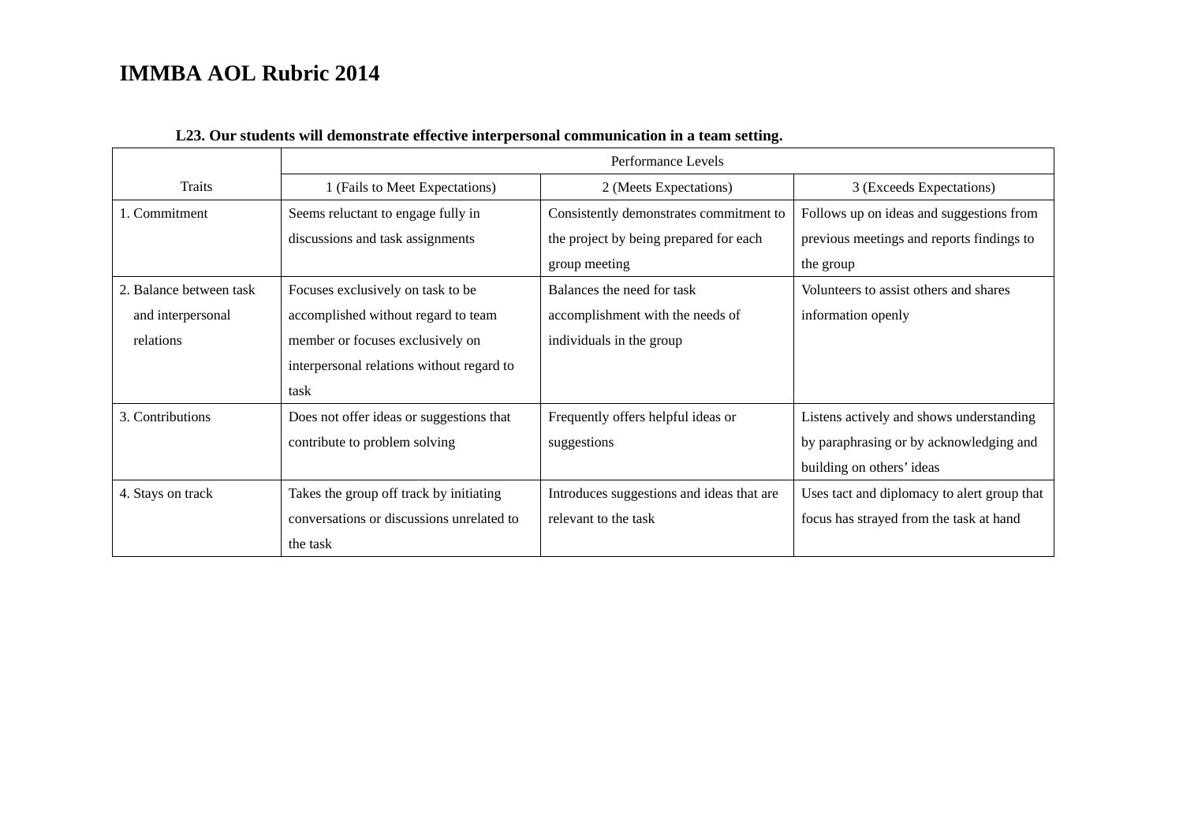# IMMBA AOL Rubric 2014

**L23. Our students will demonstrate effective interpersonal communication in a team setting.**

| Traits | Performance Levels | | |
|---|---|---|---|
| | 1 (Fails to Meet Expectations) | 2 (Meets Expectations) | 3 (Exceeds Expectations) |
| 1. Commitment | Seems reluctant to engage fully in discussions and task assignments | Consistently demonstrates commitment to the project by being prepared for each group meeting | Follows up on ideas and suggestions from previous meetings and reports findings to the group |
| 2. Balance between task and interpersonal relations | Focuses exclusively on task to be accomplished without regard to team member or focuses exclusively on interpersonal relations without regard to task | Balances the need for task accomplishment with the needs of individuals in the group | Volunteers to assist others and shares information openly |
| 3. Contributions | Does not offer ideas or suggestions that contribute to problem solving | Frequently offers helpful ideas or suggestions | Listens actively and shows understanding by paraphrasing or by acknowledging and building on others' ideas |
| 4. Stays on track | Takes the group off track by initiating conversations or discussions unrelated to the task | Introduces suggestions and ideas that are relevant to the task | Uses tact and diplomacy to alert group that focus has strayed from the task at hand |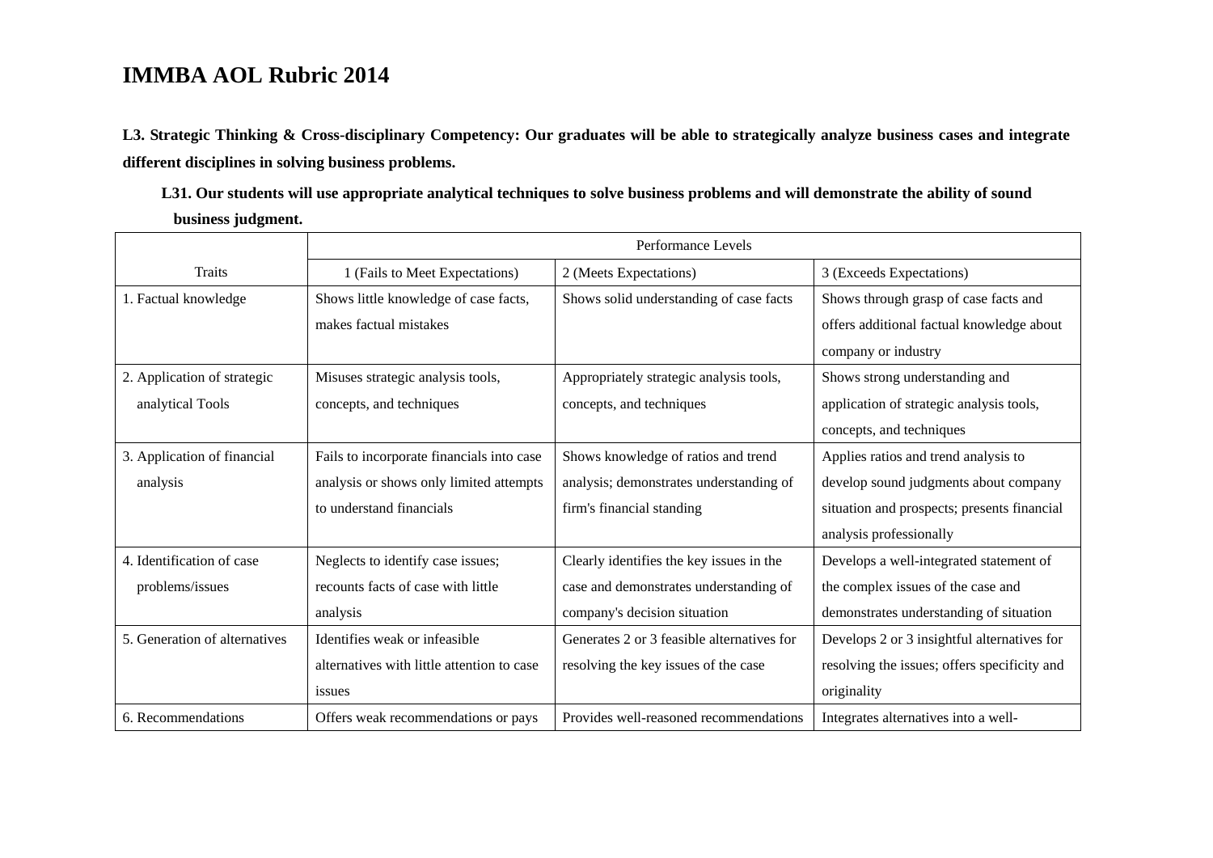# IMMBA AOL Rubric 2014

**L3. Strategic Thinking & Cross-disciplinary Competency: Our graduates will be able to strategically analyze business cases and integrate different disciplines in solving business problems.**

**L31. Our students will use appropriate analytical techniques to solve business problems and will demonstrate the ability of sound business judgment.**

| | Performance Levels | | |
|---|---|---|---|
| Traits | 1 (Fails to Meet Expectations) | 2 (Meets Expectations) | 3 (Exceeds Expectations) |
| 1. Factual knowledge | Shows little knowledge of case facts, makes factual mistakes | Shows solid understanding of case facts | Shows through grasp of case facts and offers additional factual knowledge about company or industry |
| 2. Application of strategic analytical Tools | Misuses strategic analysis tools, concepts, and techniques | Appropriately strategic analysis tools, concepts, and techniques | Shows strong understanding and application of strategic analysis tools, concepts, and techniques |
| 3. Application of financial analysis | Fails to incorporate financials into case analysis or shows only limited attempts to understand financials | Shows knowledge of ratios and trend analysis; demonstrates understanding of firm's financial standing | Applies ratios and trend analysis to develop sound judgments about company situation and prospects; presents financial analysis professionally |
| 4. Identification of case problems/issues | Neglects to identify case issues; recounts facts of case with little analysis | Clearly identifies the key issues in the case and demonstrates understanding of company's decision situation | Develops a well-integrated statement of the complex issues of the case and demonstrates understanding of situation |
| 5. Generation of alternatives | Identifies weak or infeasible alternatives with little attention to case issues | Generates 2 or 3 feasible alternatives for resolving the key issues of the case | Develops 2 or 3 insightful alternatives for resolving the issues; offers specificity and originality |
| 6. Recommendations | Offers weak recommendations or pays | Provides well-reasoned recommendations | Integrates alternatives into a well- |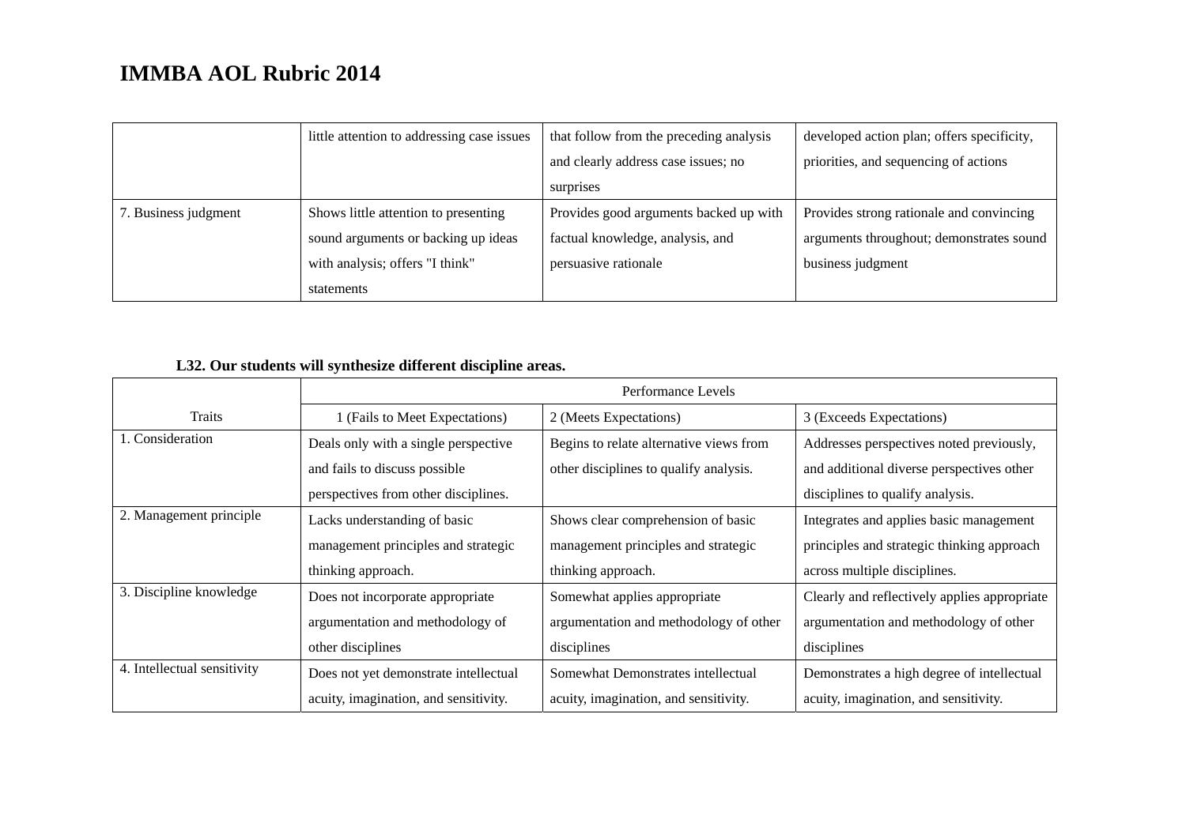# IMMBA AOL Rubric 2014

| | | | |
|---|---|---|---|
| | little attention to addressing case issues | that follow from the preceding analysis and clearly address case issues; no surprises | developed action plan; offers specificity, priorities, and sequencing of actions |
| 7. Business judgment | Shows little attention to presenting sound arguments or backing up ideas with analysis; offers "I think" statements | Provides good arguments backed up with factual knowledge, analysis, and persuasive rationale | Provides strong rationale and convincing arguments throughout; demonstrates sound business judgment |

**L32. Our students will synthesize different discipline areas.**

| Traits | Performance Levels | | |
|---|---|---|---|
| | 1 (Fails to Meet Expectations) | 2 (Meets Expectations) | 3 (Exceeds Expectations) |
| 1. Consideration | Deals only with a single perspective and fails to discuss possible perspectives from other disciplines. | Begins to relate alternative views from other disciplines to qualify analysis. | Addresses perspectives noted previously, and additional diverse perspectives other disciplines to qualify analysis. |
| 2. Management principle | Lacks understanding of basic management principles and strategic thinking approach. | Shows clear comprehension of basic management principles and strategic thinking approach. | Integrates and applies basic management principles and strategic thinking approach across multiple disciplines. |
| 3. Discipline knowledge | Does not incorporate appropriate argumentation and methodology of other disciplines | Somewhat applies appropriate argumentation and methodology of other disciplines | Clearly and reflectively applies appropriate argumentation and methodology of other disciplines |
| 4. Intellectual sensitivity | Does not yet demonstrate intellectual acuity, imagination, and sensitivity. | Somewhat Demonstrates intellectual acuity, imagination, and sensitivity. | Demonstrates a high degree of intellectual acuity, imagination, and sensitivity. |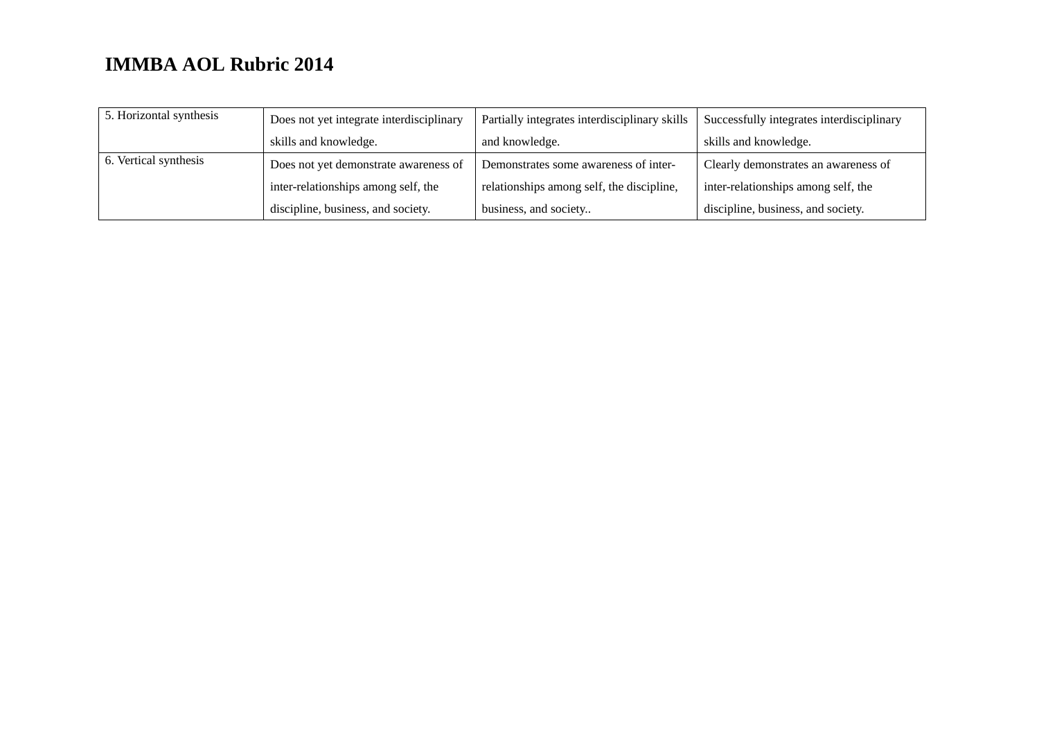# IMMBA AOL Rubric 2014

| | | | |
|---|---|---|---|
| 5. Horizontal synthesis | Does not yet integrate interdisciplinary skills and knowledge. | Partially integrates interdisciplinary skills and knowledge. | Successfully integrates interdisciplinary skills and knowledge. |
| 6. Vertical synthesis | Does not yet demonstrate awareness of inter-relationships among self, the discipline, business, and society. | Demonstrates some awareness of inter-relationships among self, the discipline, business, and society.. | Clearly demonstrates an awareness of inter-relationships among self, the discipline, business, and society. |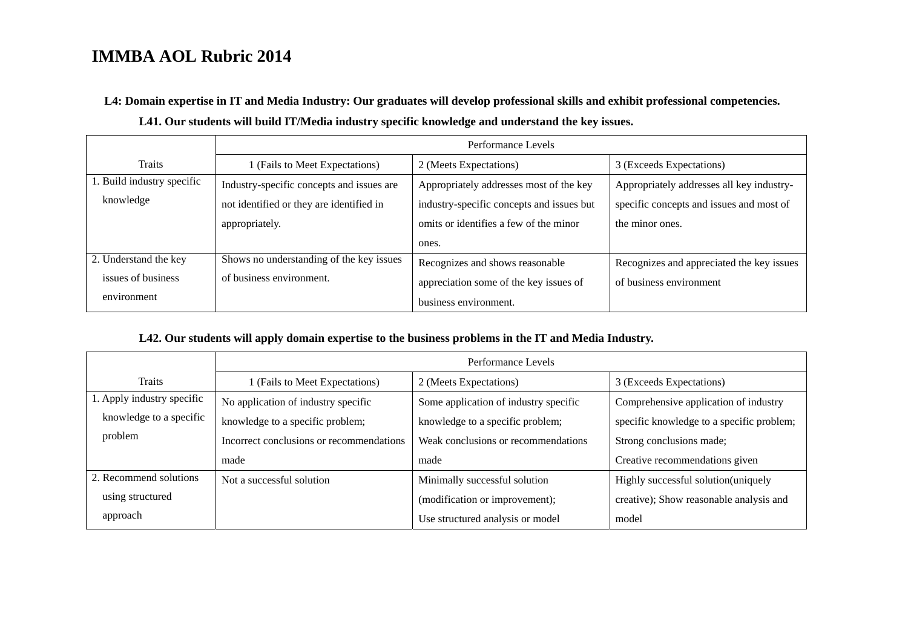# IMMBA AOL Rubric 2014

**L4: Domain expertise in IT and Media Industry: Our graduates will develop professional skills and exhibit professional competencies.**

**L41. Our students will build IT/Media industry specific knowledge and understand the key issues.**

| Traits | Performance Levels | | |
|---|---|---|---|
| | 1 (Fails to Meet Expectations) | 2 (Meets Expectations) | 3 (Exceeds Expectations) |
| 1. Build industry specific knowledge | Industry-specific concepts and issues are not identified or they are identified in appropriately. | Appropriately addresses most of the key industry-specific concepts and issues but omits or identifies a few of the minor ones. | Appropriately addresses all key industry-specific concepts and issues and most of the minor ones. |
| 2. Understand the key issues of business environment | Shows no understanding of the key issues of business environment. | Recognizes and shows reasonable appreciation some of the key issues of business environment. | Recognizes and appreciated the key issues of business environment |

**L42. Our students will apply domain expertise to the business problems in the IT and Media Industry.**

| Traits | Performance Levels | | |
|---|---|---|---|
| | 1 (Fails to Meet Expectations) | 2 (Meets Expectations) | 3 (Exceeds Expectations) |
| 1. Apply industry specific knowledge to a specific problem | No application of industry specific knowledge to a specific problem; Incorrect conclusions or recommendations made | Some application of industry specific knowledge to a specific problem; Weak conclusions or recommendations made | Comprehensive application of industry specific knowledge to a specific problem; Strong conclusions made; Creative recommendations given |
| 2. Recommend solutions using structured approach | Not a successful solution | Minimally successful solution (modification or improvement); Use structured analysis or model | Highly successful solution(uniquely creative); Show reasonable analysis and model |